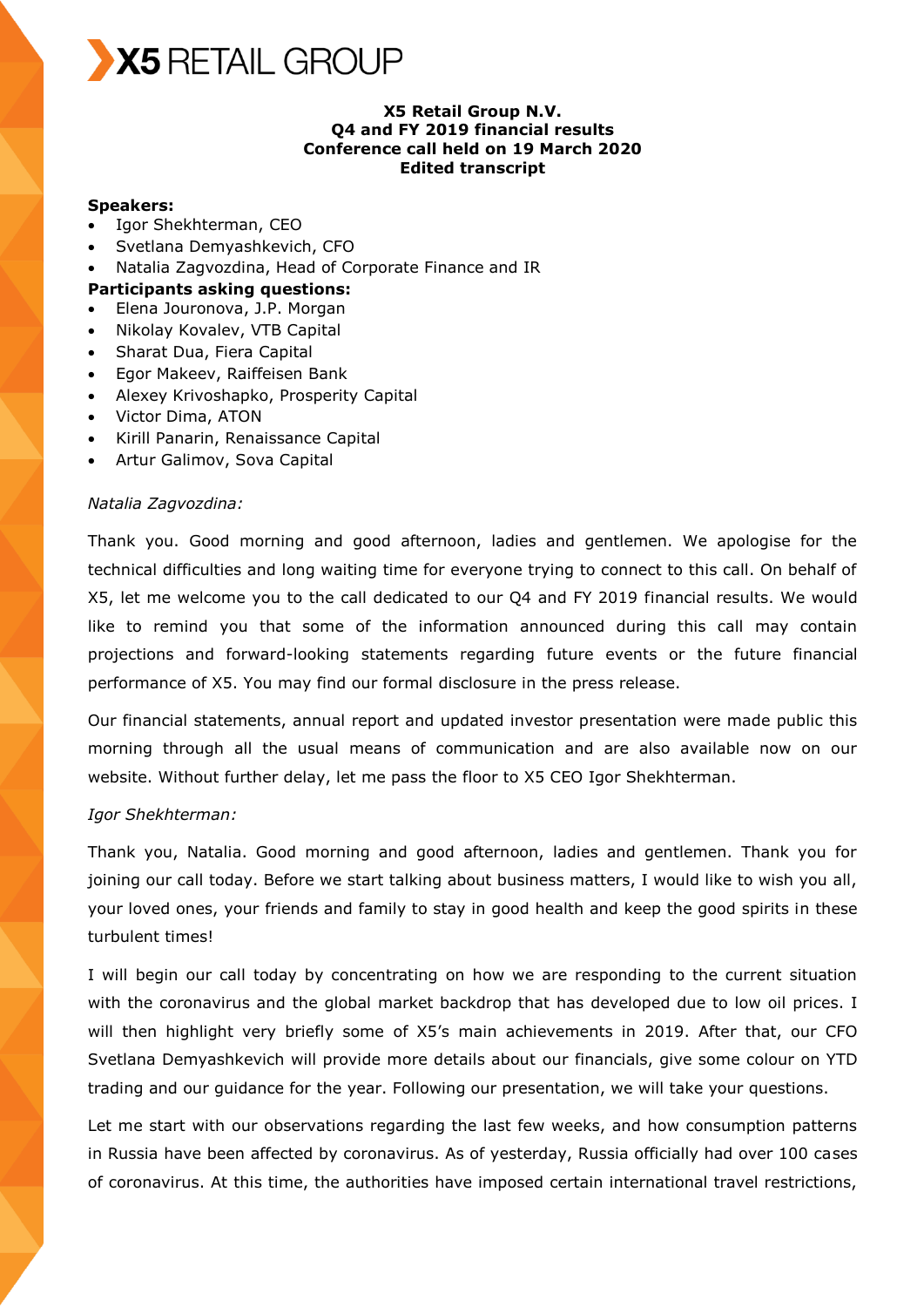# X5 RETAIL GROUP

**X5 Retail Group N.V.**
**Q4 and FY 2019 financial results**
**Conference call held on 19 March 2020**
**Edited transcript**

**Speakers:**

- Igor Shekhterman, CEO
- Svetlana Demyashkevich, CFO
- Natalia Zagvozdina, Head of Corporate Finance and IR

**Participants asking questions:**

- Elena Jouronova, J.P. Morgan
- Nikolay Kovalev, VTB Capital
- Sharat Dua, Fiera Capital
- Egor Makeev, Raiffeisen Bank
- Alexey Krivoshapko, Prosperity Capital
- Victor Dima, ATON
- Kirill Panarin, Renaissance Capital
- Artur Galimov, Sova Capital

*Natalia Zagvozdina:*

Thank you. Good morning and good afternoon, ladies and gentlemen. We apologise for the technical difficulties and long waiting time for everyone trying to connect to this call. On behalf of X5, let me welcome you to the call dedicated to our Q4 and FY 2019 financial results. We would like to remind you that some of the information announced during this call may contain projections and forward-looking statements regarding future events or the future financial performance of X5. You may find our formal disclosure in the press release.

Our financial statements, annual report and updated investor presentation were made public this morning through all the usual means of communication and are also available now on our website. Without further delay, let me pass the floor to X5 CEO Igor Shekhterman.

*Igor Shekhterman:*

Thank you, Natalia. Good morning and good afternoon, ladies and gentlemen. Thank you for joining our call today. Before we start talking about business matters, I would like to wish you all, your loved ones, your friends and family to stay in good health and keep the good spirits in these turbulent times!

I will begin our call today by concentrating on how we are responding to the current situation with the coronavirus and the global market backdrop that has developed due to low oil prices. I will then highlight very briefly some of X5's main achievements in 2019. After that, our CFO Svetlana Demyashkevich will provide more details about our financials, give some colour on YTD trading and our guidance for the year. Following our presentation, we will take your questions.

Let me start with our observations regarding the last few weeks, and how consumption patterns in Russia have been affected by coronavirus. As of yesterday, Russia officially had over 100 cases of coronavirus. At this time, the authorities have imposed certain international travel restrictions,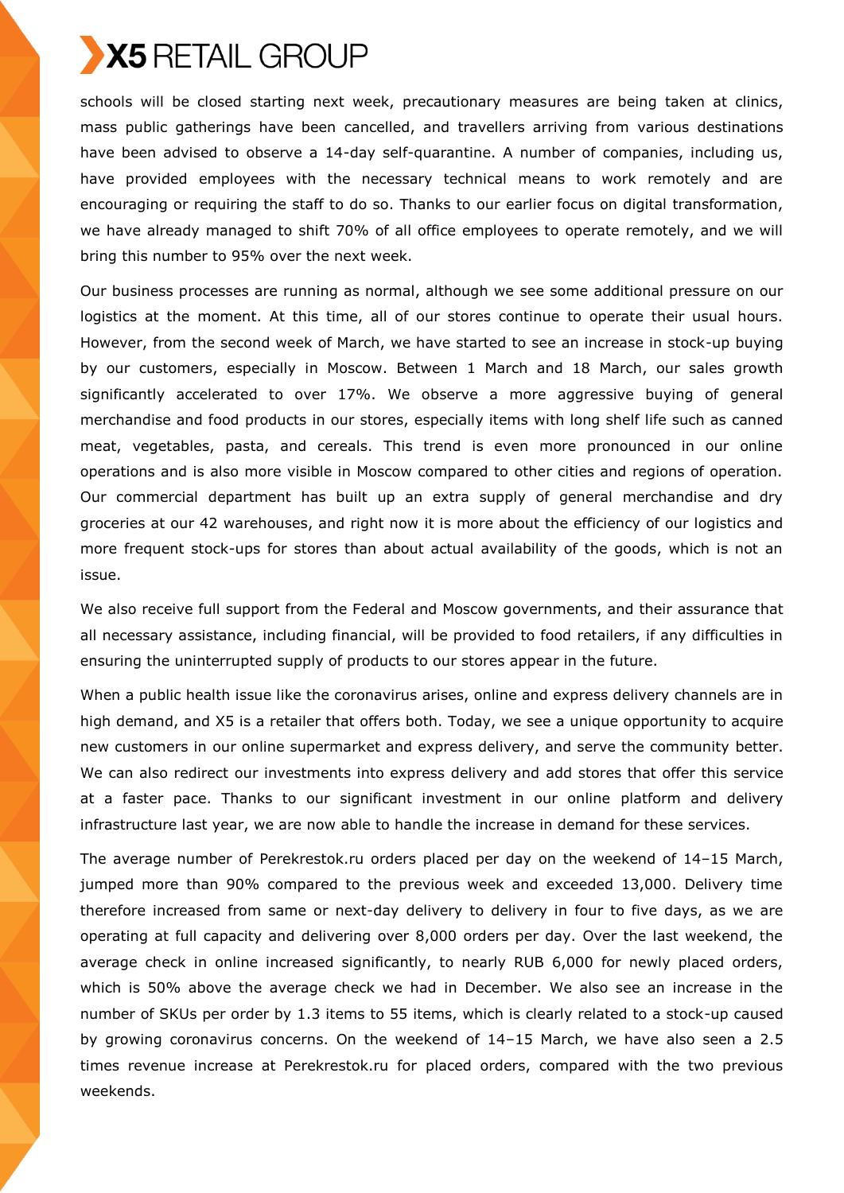schools will be closed starting next week, precautionary measures are being taken at clinics, mass public gatherings have been cancelled, and travellers arriving from various destinations have been advised to observe a 14-day self-quarantine. A number of companies, including us, have provided employees with the necessary technical means to work remotely and are encouraging or requiring the staff to do so. Thanks to our earlier focus on digital transformation, we have already managed to shift 70% of all office employees to operate remotely, and we will bring this number to 95% over the next week.

Our business processes are running as normal, although we see some additional pressure on our logistics at the moment. At this time, all of our stores continue to operate their usual hours. However, from the second week of March, we have started to see an increase in stock-up buying by our customers, especially in Moscow. Between 1 March and 18 March, our sales growth significantly accelerated to over 17%. We observe a more aggressive buying of general merchandise and food products in our stores, especially items with long shelf life such as canned meat, vegetables, pasta, and cereals. This trend is even more pronounced in our online operations and is also more visible in Moscow compared to other cities and regions of operation. Our commercial department has built up an extra supply of general merchandise and dry groceries at our 42 warehouses, and right now it is more about the efficiency of our logistics and more frequent stock-ups for stores than about actual availability of the goods, which is not an issue.

We also receive full support from the Federal and Moscow governments, and their assurance that all necessary assistance, including financial, will be provided to food retailers, if any difficulties in ensuring the uninterrupted supply of products to our stores appear in the future.

When a public health issue like the coronavirus arises, online and express delivery channels are in high demand, and X5 is a retailer that offers both. Today, we see a unique opportunity to acquire new customers in our online supermarket and express delivery, and serve the community better. We can also redirect our investments into express delivery and add stores that offer this service at a faster pace. Thanks to our significant investment in our online platform and delivery infrastructure last year, we are now able to handle the increase in demand for these services.

The average number of Perekrestok.ru orders placed per day on the weekend of 14–15 March, jumped more than 90% compared to the previous week and exceeded 13,000. Delivery time therefore increased from same or next-day delivery to delivery in four to five days, as we are operating at full capacity and delivering over 8,000 orders per day. Over the last weekend, the average check in online increased significantly, to nearly RUB 6,000 for newly placed orders, which is 50% above the average check we had in December. We also see an increase in the number of SKUs per order by 1.3 items to 55 items, which is clearly related to a stock-up caused by growing coronavirus concerns. On the weekend of 14–15 March, we have also seen a 2.5 times revenue increase at Perekrestok.ru for placed orders, compared with the two previous weekends.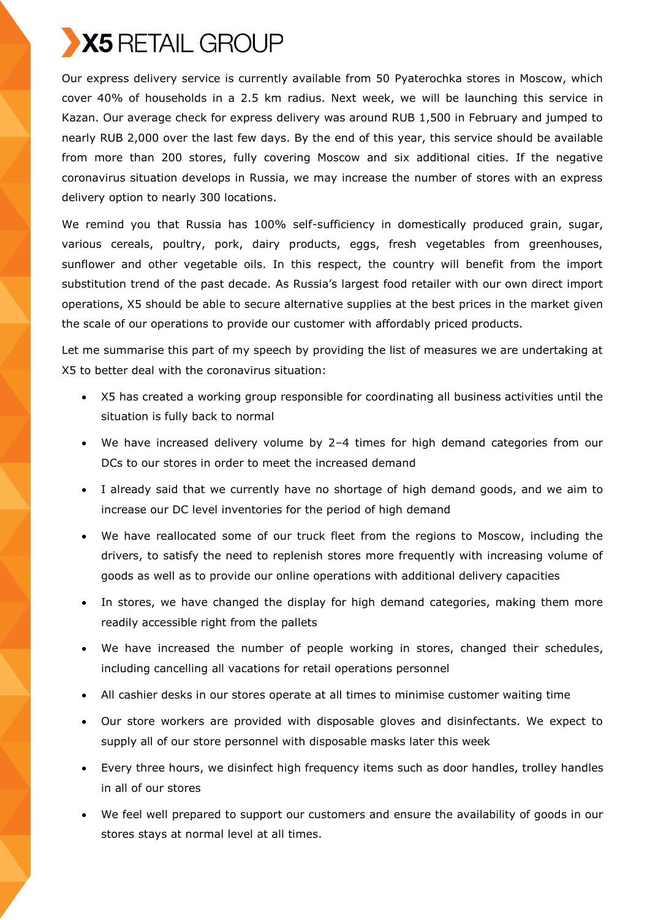Our express delivery service is currently available from 50 Pyaterochka stores in Moscow, which cover 40% of households in a 2.5 km radius. Next week, we will be launching this service in Kazan. Our average check for express delivery was around RUB 1,500 in February and jumped to nearly RUB 2,000 over the last few days. By the end of this year, this service should be available from more than 200 stores, fully covering Moscow and six additional cities. If the negative coronavirus situation develops in Russia, we may increase the number of stores with an express delivery option to nearly 300 locations.

We remind you that Russia has 100% self-sufficiency in domestically produced grain, sugar, various cereals, poultry, pork, dairy products, eggs, fresh vegetables from greenhouses, sunflower and other vegetable oils. In this respect, the country will benefit from the import substitution trend of the past decade. As Russia's largest food retailer with our own direct import operations, X5 should be able to secure alternative supplies at the best prices in the market given the scale of our operations to provide our customer with affordably priced products.

Let me summarise this part of my speech by providing the list of measures we are undertaking at X5 to better deal with the coronavirus situation:

- X5 has created a working group responsible for coordinating all business activities until the situation is fully back to normal
- We have increased delivery volume by 2–4 times for high demand categories from our DCs to our stores in order to meet the increased demand
- I already said that we currently have no shortage of high demand goods, and we aim to increase our DC level inventories for the period of high demand
- We have reallocated some of our truck fleet from the regions to Moscow, including the drivers, to satisfy the need to replenish stores more frequently with increasing volume of goods as well as to provide our online operations with additional delivery capacities
- In stores, we have changed the display for high demand categories, making them more readily accessible right from the pallets
- We have increased the number of people working in stores, changed their schedules, including cancelling all vacations for retail operations personnel
- All cashier desks in our stores operate at all times to minimise customer waiting time
- Our store workers are provided with disposable gloves and disinfectants. We expect to supply all of our store personnel with disposable masks later this week
- Every three hours, we disinfect high frequency items such as door handles, trolley handles in all of our stores
- We feel well prepared to support our customers and ensure the availability of goods in our stores stays at normal level at all times.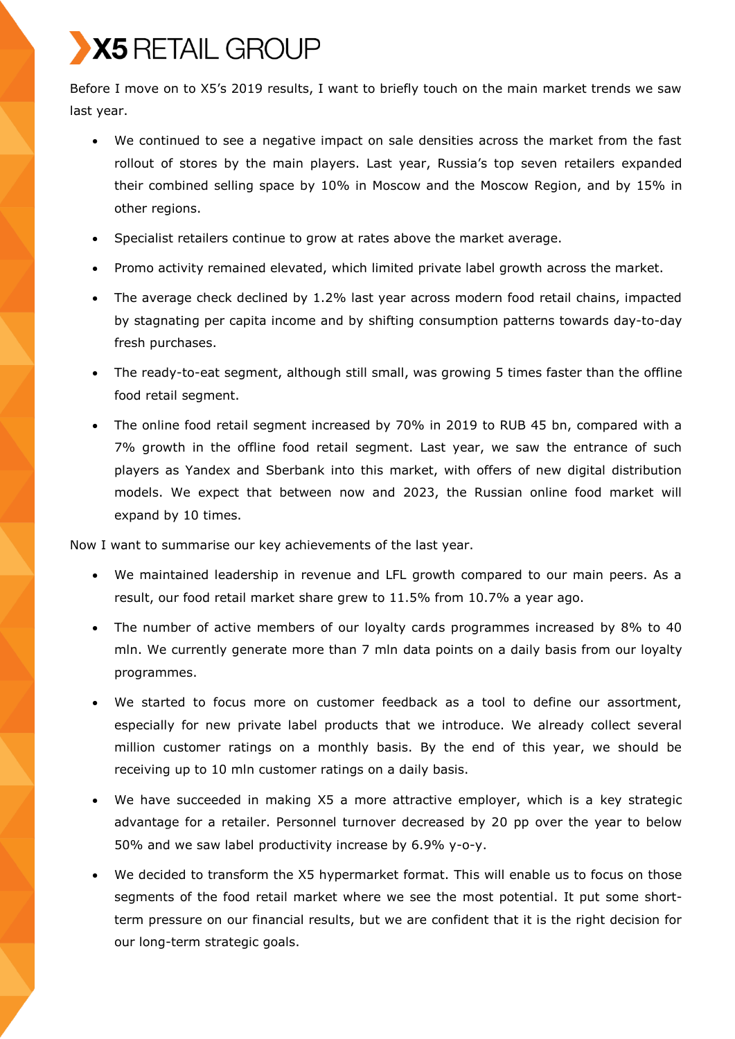Before I move on to X5's 2019 results, I want to briefly touch on the main market trends we saw last year.

- We continued to see a negative impact on sale densities across the market from the fast rollout of stores by the main players. Last year, Russia's top seven retailers expanded their combined selling space by 10% in Moscow and the Moscow Region, and by 15% in other regions.
- Specialist retailers continue to grow at rates above the market average.
- Promo activity remained elevated, which limited private label growth across the market.
- The average check declined by 1.2% last year across modern food retail chains, impacted by stagnating per capita income and by shifting consumption patterns towards day-to-day fresh purchases.
- The ready-to-eat segment, although still small, was growing 5 times faster than the offline food retail segment.
- The online food retail segment increased by 70% in 2019 to RUB 45 bn, compared with a 7% growth in the offline food retail segment. Last year, we saw the entrance of such players as Yandex and Sberbank into this market, with offers of new digital distribution models. We expect that between now and 2023, the Russian online food market will expand by 10 times.

Now I want to summarise our key achievements of the last year.

- We maintained leadership in revenue and LFL growth compared to our main peers. As a result, our food retail market share grew to 11.5% from 10.7% a year ago.
- The number of active members of our loyalty cards programmes increased by 8% to 40 mln. We currently generate more than 7 mln data points on a daily basis from our loyalty programmes.
- We started to focus more on customer feedback as a tool to define our assortment, especially for new private label products that we introduce. We already collect several million customer ratings on a monthly basis. By the end of this year, we should be receiving up to 10 mln customer ratings on a daily basis.
- We have succeeded in making X5 a more attractive employer, which is a key strategic advantage for a retailer. Personnel turnover decreased by 20 pp over the year to below 50% and we saw label productivity increase by 6.9% y-o-y.
- We decided to transform the X5 hypermarket format. This will enable us to focus on those segments of the food retail market where we see the most potential. It put some short-term pressure on our financial results, but we are confident that it is the right decision for our long-term strategic goals.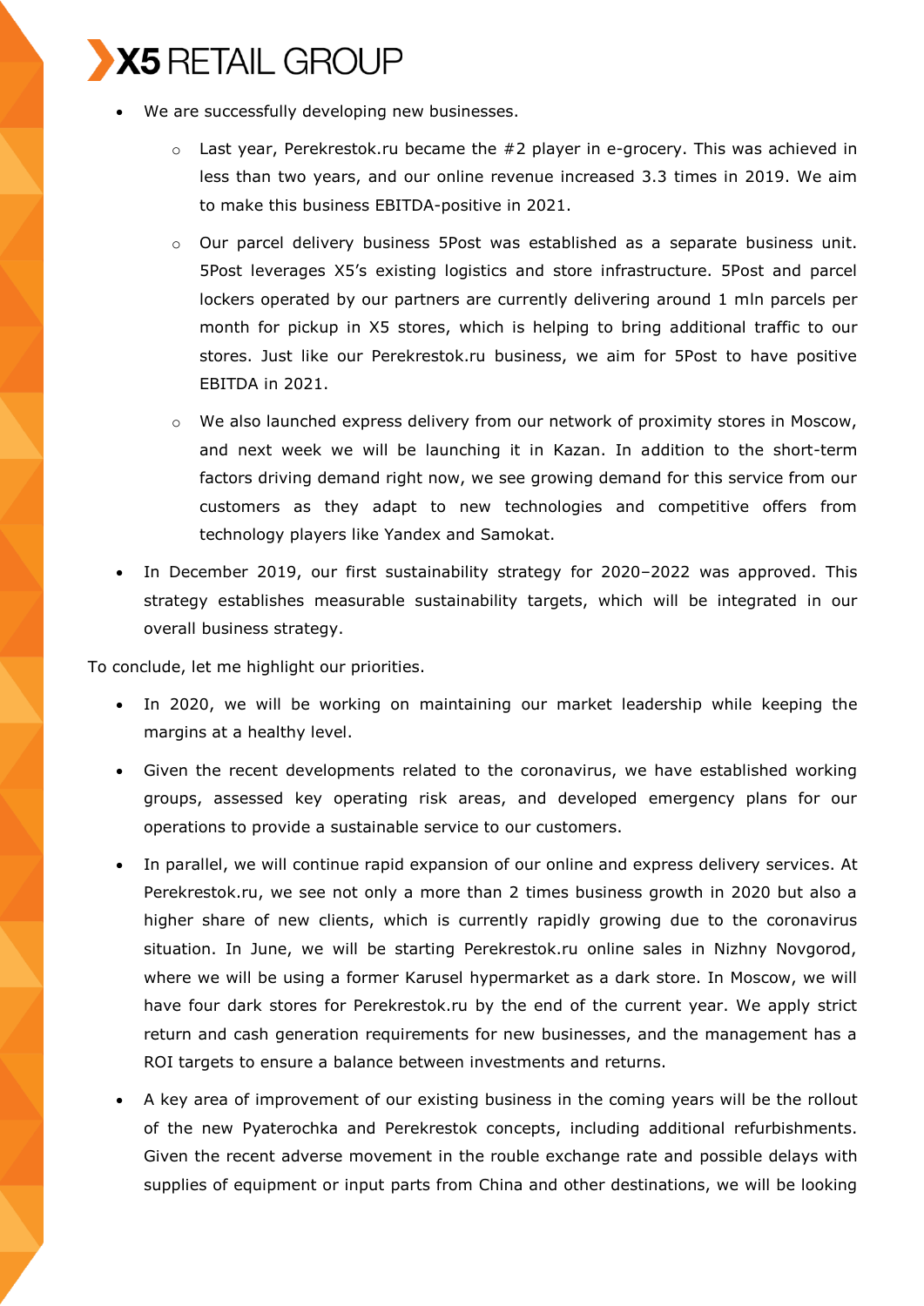- We are successfully developing new businesses.
    - Last year, Perekrestok.ru became the #2 player in e-grocery. This was achieved in less than two years, and our online revenue increased 3.3 times in 2019. We aim to make this business EBITDA-positive in 2021.
    - Our parcel delivery business 5Post was established as a separate business unit. 5Post leverages X5's existing logistics and store infrastructure. 5Post and parcel lockers operated by our partners are currently delivering around 1 mln parcels per month for pickup in X5 stores, which is helping to bring additional traffic to our stores. Just like our Perekrestok.ru business, we aim for 5Post to have positive EBITDA in 2021.
    - We also launched express delivery from our network of proximity stores in Moscow, and next week we will be launching it in Kazan. In addition to the short-term factors driving demand right now, we see growing demand for this service from our customers as they adapt to new technologies and competitive offers from technology players like Yandex and Samokat.
- In December 2019, our first sustainability strategy for 2020–2022 was approved. This strategy establishes measurable sustainability targets, which will be integrated in our overall business strategy.

To conclude, let me highlight our priorities.

- In 2020, we will be working on maintaining our market leadership while keeping the margins at a healthy level.
- Given the recent developments related to the coronavirus, we have established working groups, assessed key operating risk areas, and developed emergency plans for our operations to provide a sustainable service to our customers.
- In parallel, we will continue rapid expansion of our online and express delivery services. At Perekrestok.ru, we see not only a more than 2 times business growth in 2020 but also a higher share of new clients, which is currently rapidly growing due to the coronavirus situation. In June, we will be starting Perekrestok.ru online sales in Nizhny Novgorod, where we will be using a former Karusel hypermarket as a dark store. In Moscow, we will have four dark stores for Perekrestok.ru by the end of the current year. We apply strict return and cash generation requirements for new businesses, and the management has a ROI targets to ensure a balance between investments and returns.
- A key area of improvement of our existing business in the coming years will be the rollout of the new Pyaterochka and Perekrestok concepts, including additional refurbishments. Given the recent adverse movement in the rouble exchange rate and possible delays with supplies of equipment or input parts from China and other destinations, we will be looking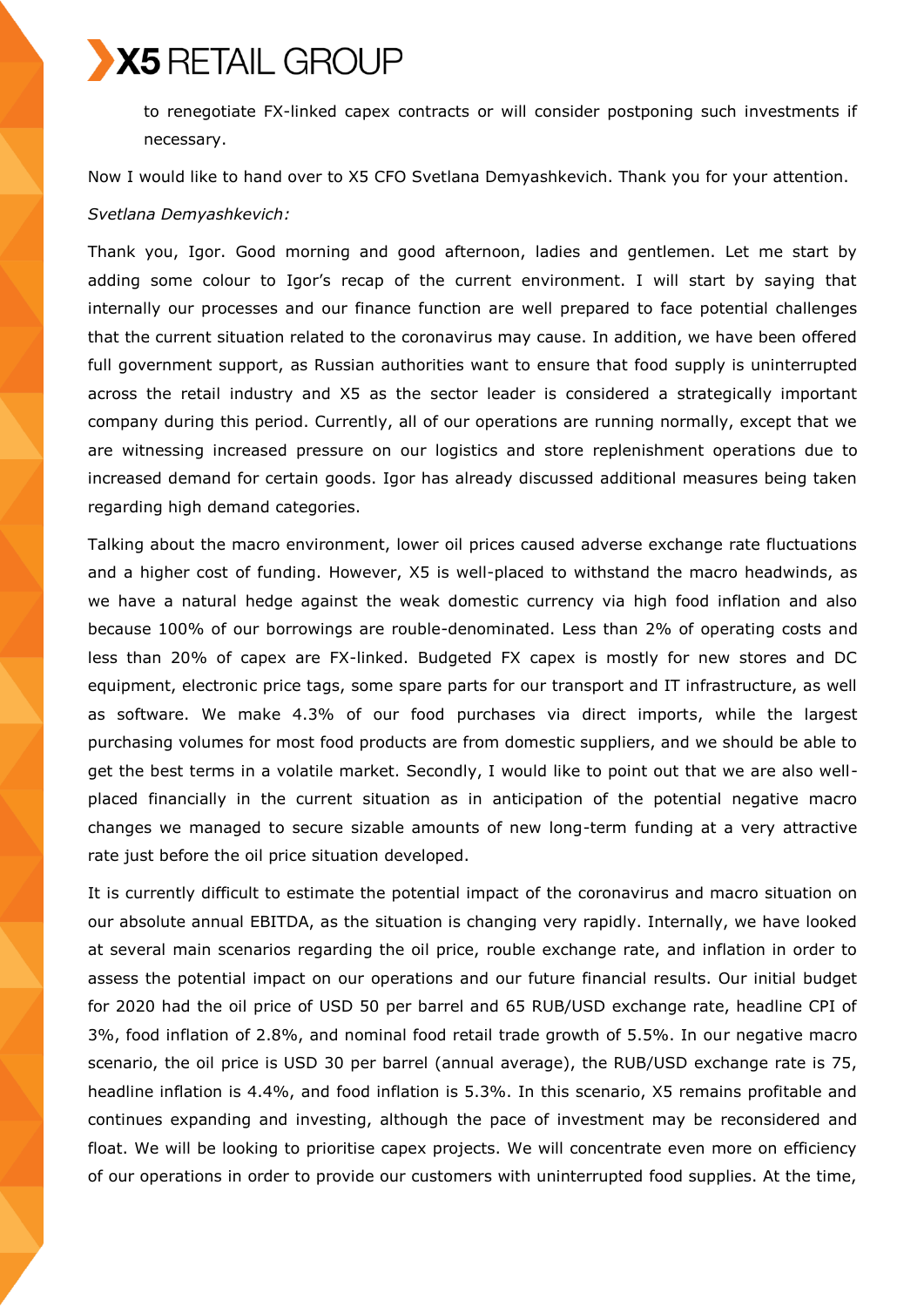to renegotiate FX-linked capex contracts or will consider postponing such investments if necessary.

Now I would like to hand over to X5 CFO Svetlana Demyashkevich. Thank you for your attention.

*Svetlana Demyashkevich:*

Thank you, Igor. Good morning and good afternoon, ladies and gentlemen. Let me start by adding some colour to Igor's recap of the current environment. I will start by saying that internally our processes and our finance function are well prepared to face potential challenges that the current situation related to the coronavirus may cause. In addition, we have been offered full government support, as Russian authorities want to ensure that food supply is uninterrupted across the retail industry and X5 as the sector leader is considered a strategically important company during this period. Currently, all of our operations are running normally, except that we are witnessing increased pressure on our logistics and store replenishment operations due to increased demand for certain goods. Igor has already discussed additional measures being taken regarding high demand categories.

Talking about the macro environment, lower oil prices caused adverse exchange rate fluctuations and a higher cost of funding. However, X5 is well-placed to withstand the macro headwinds, as we have a natural hedge against the weak domestic currency via high food inflation and also because 100% of our borrowings are rouble-denominated. Less than 2% of operating costs and less than 20% of capex are FX-linked. Budgeted FX capex is mostly for new stores and DC equipment, electronic price tags, some spare parts for our transport and IT infrastructure, as well as software. We make 4.3% of our food purchases via direct imports, while the largest purchasing volumes for most food products are from domestic suppliers, and we should be able to get the best terms in a volatile market. Secondly, I would like to point out that we are also well-placed financially in the current situation as in anticipation of the potential negative macro changes we managed to secure sizable amounts of new long-term funding at a very attractive rate just before the oil price situation developed.

It is currently difficult to estimate the potential impact of the coronavirus and macro situation on our absolute annual EBITDA, as the situation is changing very rapidly. Internally, we have looked at several main scenarios regarding the oil price, rouble exchange rate, and inflation in order to assess the potential impact on our operations and our future financial results. Our initial budget for 2020 had the oil price of USD 50 per barrel and 65 RUB/USD exchange rate, headline CPI of 3%, food inflation of 2.8%, and nominal food retail trade growth of 5.5%. In our negative macro scenario, the oil price is USD 30 per barrel (annual average), the RUB/USD exchange rate is 75, headline inflation is 4.4%, and food inflation is 5.3%. In this scenario, X5 remains profitable and continues expanding and investing, although the pace of investment may be reconsidered and float. We will be looking to prioritise capex projects. We will concentrate even more on efficiency of our operations in order to provide our customers with uninterrupted food supplies. At the time,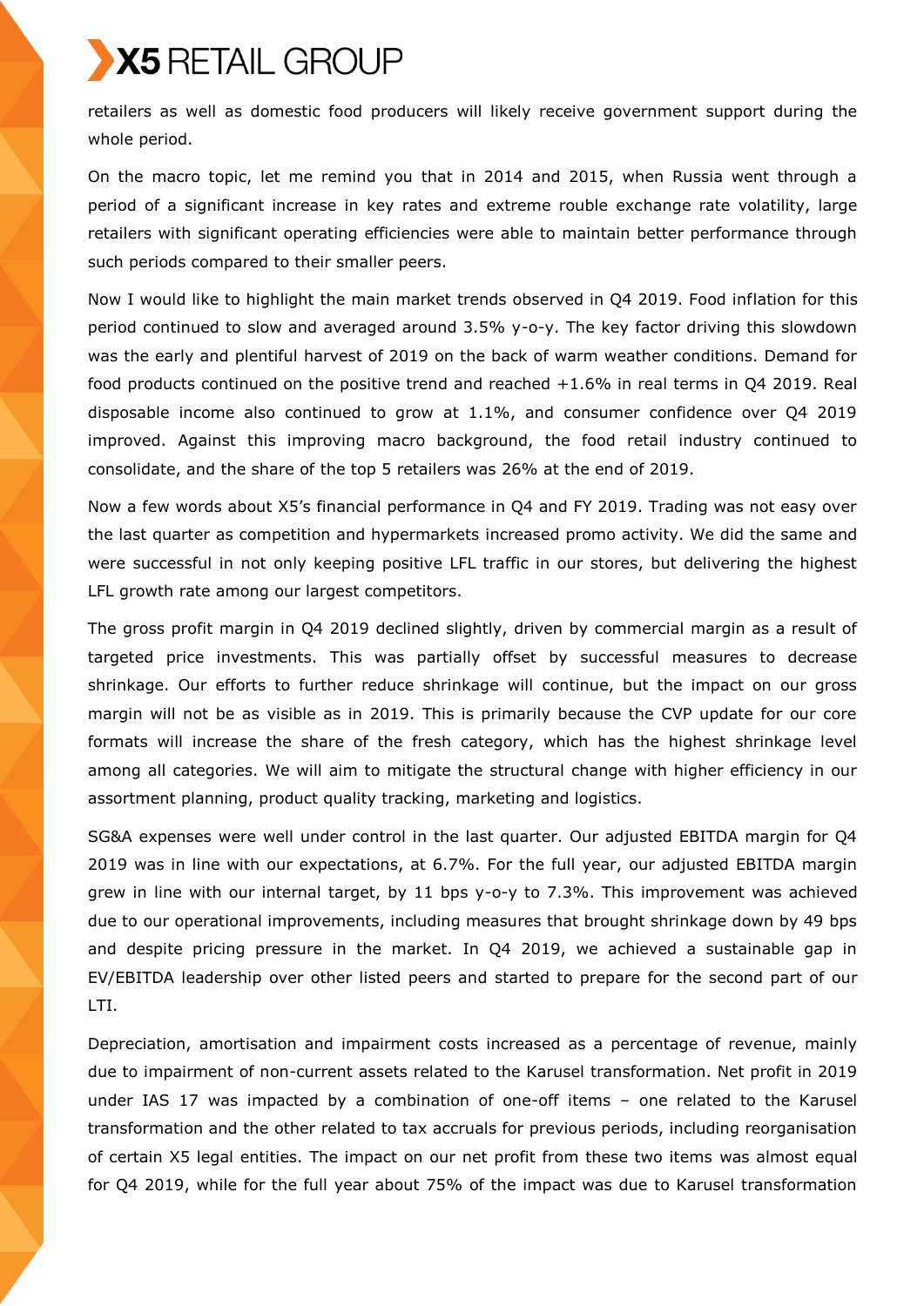retailers as well as domestic food producers will likely receive government support during the whole period.

On the macro topic, let me remind you that in 2014 and 2015, when Russia went through a period of a significant increase in key rates and extreme rouble exchange rate volatility, large retailers with significant operating efficiencies were able to maintain better performance through such periods compared to their smaller peers.

Now I would like to highlight the main market trends observed in Q4 2019. Food inflation for this period continued to slow and averaged around 3.5% y-o-y. The key factor driving this slowdown was the early and plentiful harvest of 2019 on the back of warm weather conditions. Demand for food products continued on the positive trend and reached +1.6% in real terms in Q4 2019. Real disposable income also continued to grow at 1.1%, and consumer confidence over Q4 2019 improved. Against this improving macro background, the food retail industry continued to consolidate, and the share of the top 5 retailers was 26% at the end of 2019.

Now a few words about X5's financial performance in Q4 and FY 2019. Trading was not easy over the last quarter as competition and hypermarkets increased promo activity. We did the same and were successful in not only keeping positive LFL traffic in our stores, but delivering the highest LFL growth rate among our largest competitors.

The gross profit margin in Q4 2019 declined slightly, driven by commercial margin as a result of targeted price investments. This was partially offset by successful measures to decrease shrinkage. Our efforts to further reduce shrinkage will continue, but the impact on our gross margin will not be as visible as in 2019. This is primarily because the CVP update for our core formats will increase the share of the fresh category, which has the highest shrinkage level among all categories. We will aim to mitigate the structural change with higher efficiency in our assortment planning, product quality tracking, marketing and logistics.

SG&A expenses were well under control in the last quarter. Our adjusted EBITDA margin for Q4 2019 was in line with our expectations, at 6.7%. For the full year, our adjusted EBITDA margin grew in line with our internal target, by 11 bps y-o-y to 7.3%. This improvement was achieved due to our operational improvements, including measures that brought shrinkage down by 49 bps and despite pricing pressure in the market. In Q4 2019, we achieved a sustainable gap in EV/EBITDA leadership over other listed peers and started to prepare for the second part of our LTI.

Depreciation, amortisation and impairment costs increased as a percentage of revenue, mainly due to impairment of non-current assets related to the Karusel transformation. Net profit in 2019 under IAS 17 was impacted by a combination of one-off items – one related to the Karusel transformation and the other related to tax accruals for previous periods, including reorganisation of certain X5 legal entities. The impact on our net profit from these two items was almost equal for Q4 2019, while for the full year about 75% of the impact was due to Karusel transformation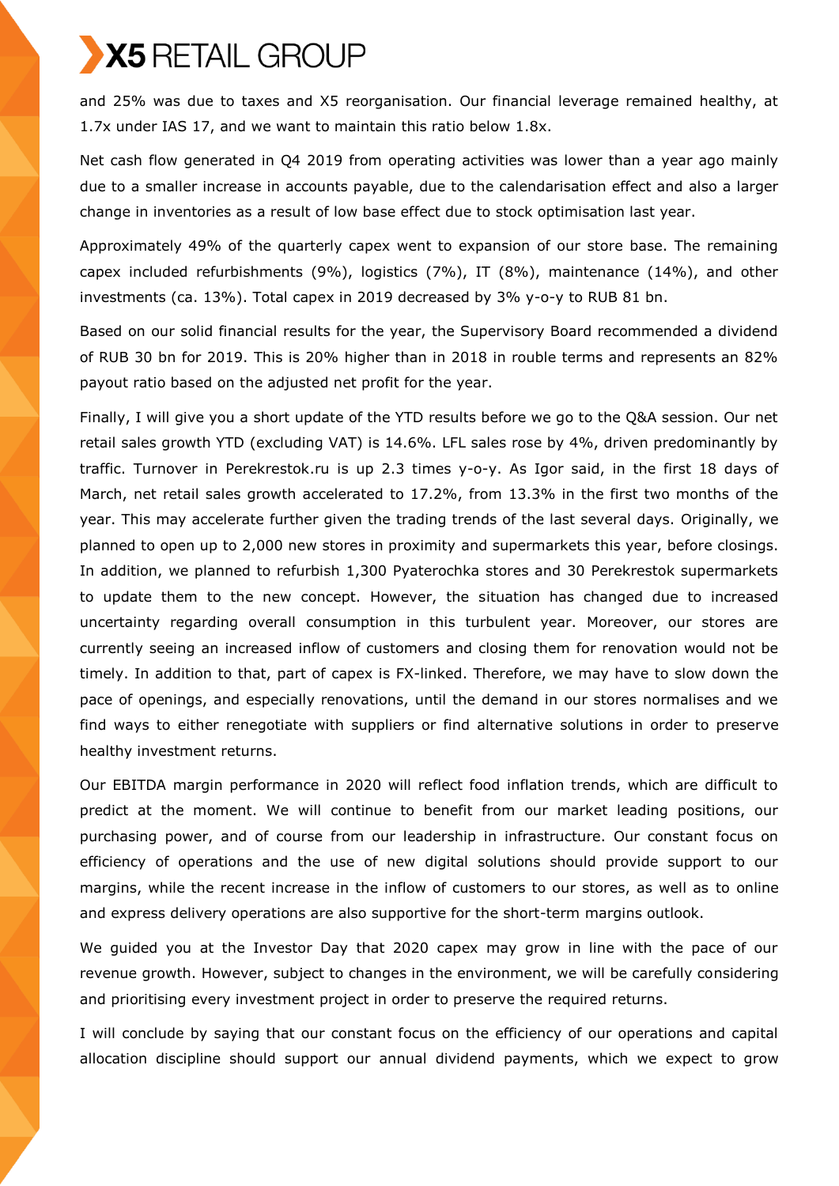and 25% was due to taxes and X5 reorganisation. Our financial leverage remained healthy, at 1.7x under IAS 17, and we want to maintain this ratio below 1.8x.

Net cash flow generated in Q4 2019 from operating activities was lower than a year ago mainly due to a smaller increase in accounts payable, due to the calendarisation effect and also a larger change in inventories as a result of low base effect due to stock optimisation last year.

Approximately 49% of the quarterly capex went to expansion of our store base. The remaining capex included refurbishments (9%), logistics (7%), IT (8%), maintenance (14%), and other investments (ca. 13%). Total capex in 2019 decreased by 3% y-o-y to RUB 81 bn.

Based on our solid financial results for the year, the Supervisory Board recommended a dividend of RUB 30 bn for 2019. This is 20% higher than in 2018 in rouble terms and represents an 82% payout ratio based on the adjusted net profit for the year.

Finally, I will give you a short update of the YTD results before we go to the Q&A session. Our net retail sales growth YTD (excluding VAT) is 14.6%. LFL sales rose by 4%, driven predominantly by traffic. Turnover in Perekrestok.ru is up 2.3 times y-o-y. As Igor said, in the first 18 days of March, net retail sales growth accelerated to 17.2%, from 13.3% in the first two months of the year. This may accelerate further given the trading trends of the last several days. Originally, we planned to open up to 2,000 new stores in proximity and supermarkets this year, before closings. In addition, we planned to refurbish 1,300 Pyaterochka stores and 30 Perekrestok supermarkets to update them to the new concept. However, the situation has changed due to increased uncertainty regarding overall consumption in this turbulent year. Moreover, our stores are currently seeing an increased inflow of customers and closing them for renovation would not be timely. In addition to that, part of capex is FX-linked. Therefore, we may have to slow down the pace of openings, and especially renovations, until the demand in our stores normalises and we find ways to either renegotiate with suppliers or find alternative solutions in order to preserve healthy investment returns.

Our EBITDA margin performance in 2020 will reflect food inflation trends, which are difficult to predict at the moment. We will continue to benefit from our market leading positions, our purchasing power, and of course from our leadership in infrastructure. Our constant focus on efficiency of operations and the use of new digital solutions should provide support to our margins, while the recent increase in the inflow of customers to our stores, as well as to online and express delivery operations are also supportive for the short-term margins outlook.

We guided you at the Investor Day that 2020 capex may grow in line with the pace of our revenue growth. However, subject to changes in the environment, we will be carefully considering and prioritising every investment project in order to preserve the required returns.

I will conclude by saying that our constant focus on the efficiency of our operations and capital allocation discipline should support our annual dividend payments, which we expect to grow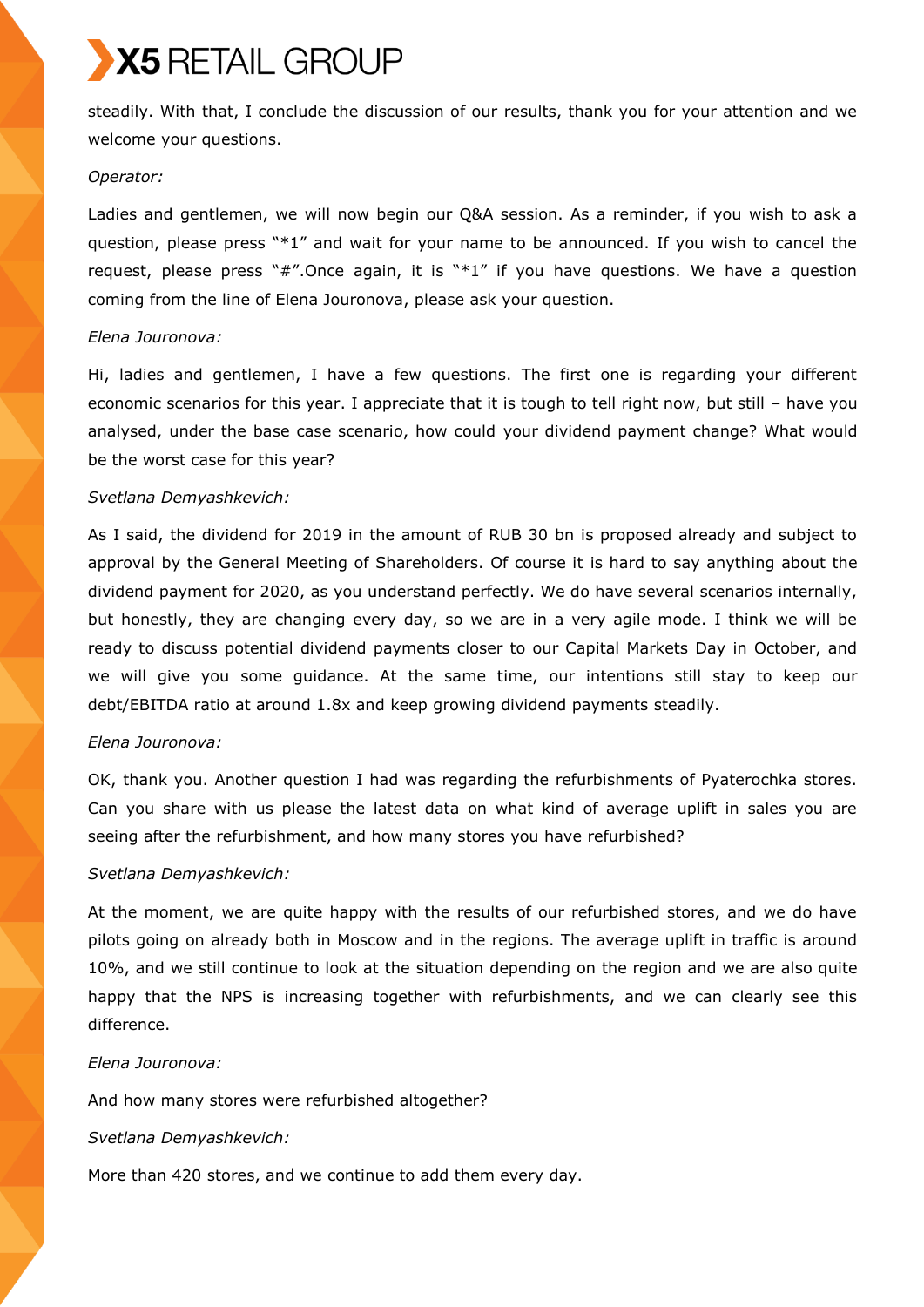steadily. With that, I conclude the discussion of our results, thank you for your attention and we welcome your questions.

*Operator:*

Ladies and gentlemen, we will now begin our Q&A session. As a reminder, if you wish to ask a question, please press "*1" and wait for your name to be announced. If you wish to cancel the request, please press "#".Once again, it is "*1" if you have questions. We have a question coming from the line of Elena Jouronova, please ask your question.

*Elena Jouronova:*

Hi, ladies and gentlemen, I have a few questions. The first one is regarding your different economic scenarios for this year. I appreciate that it is tough to tell right now, but still – have you analysed, under the base case scenario, how could your dividend payment change? What would be the worst case for this year?

*Svetlana Demyashkevich:*

As I said, the dividend for 2019 in the amount of RUB 30 bn is proposed already and subject to approval by the General Meeting of Shareholders. Of course it is hard to say anything about the dividend payment for 2020, as you understand perfectly. We do have several scenarios internally, but honestly, they are changing every day, so we are in a very agile mode. I think we will be ready to discuss potential dividend payments closer to our Capital Markets Day in October, and we will give you some guidance. At the same time, our intentions still stay to keep our debt/EBITDA ratio at around 1.8x and keep growing dividend payments steadily.

*Elena Jouronova:*

OK, thank you. Another question I had was regarding the refurbishments of Pyaterochka stores. Can you share with us please the latest data on what kind of average uplift in sales you are seeing after the refurbishment, and how many stores you have refurbished?

*Svetlana Demyashkevich:*

At the moment, we are quite happy with the results of our refurbished stores, and we do have pilots going on already both in Moscow and in the regions. The average uplift in traffic is around 10%, and we still continue to look at the situation depending on the region and we are also quite happy that the NPS is increasing together with refurbishments, and we can clearly see this difference.

*Elena Jouronova:*

And how many stores were refurbished altogether?

*Svetlana Demyashkevich:*

More than 420 stores, and we continue to add them every day.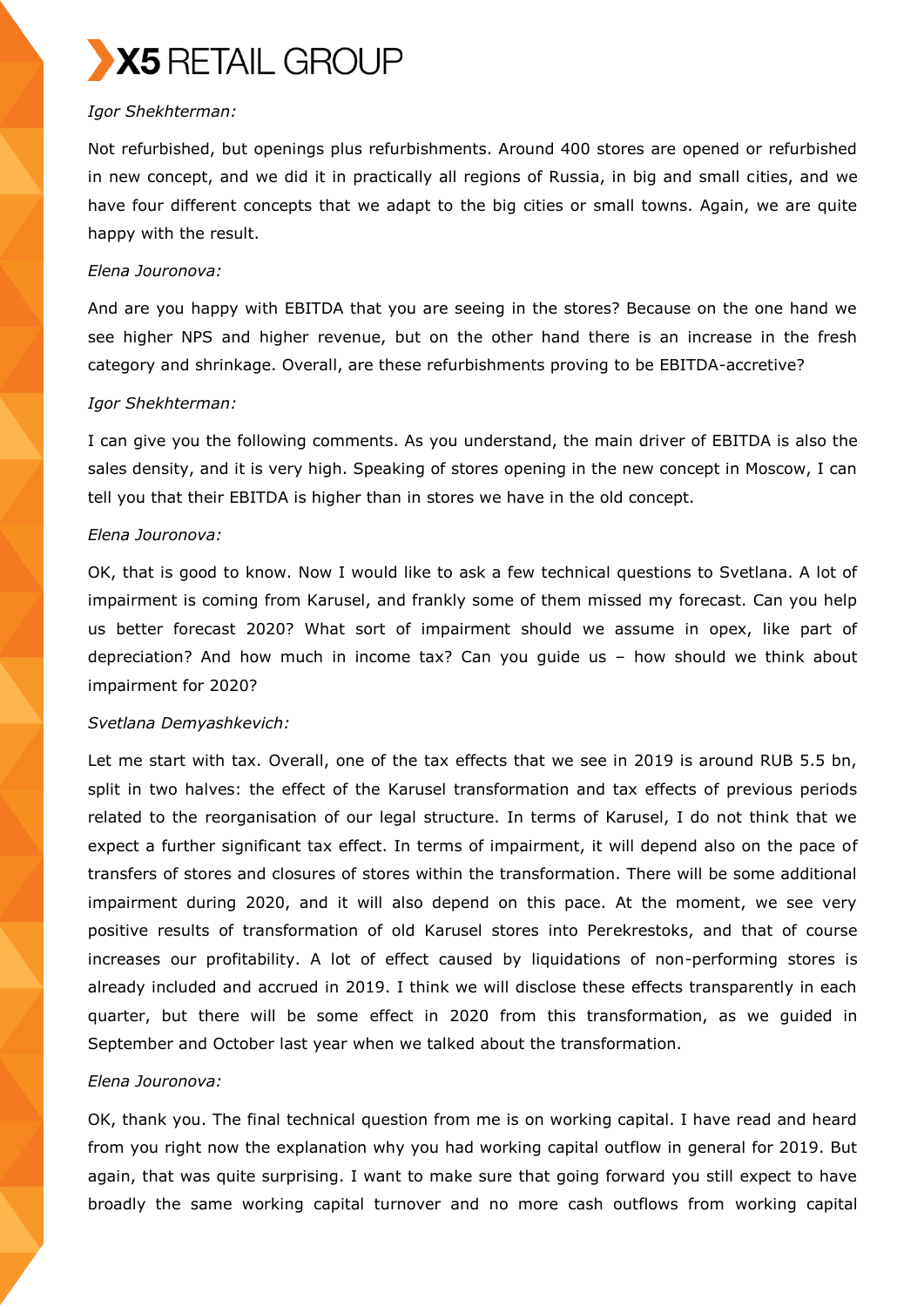*Igor Shekhterman:*

Not refurbished, but openings plus refurbishments. Around 400 stores are opened or refurbished in new concept, and we did it in practically all regions of Russia, in big and small cities, and we have four different concepts that we adapt to the big cities or small towns. Again, we are quite happy with the result.

*Elena Jouronova:*

And are you happy with EBITDA that you are seeing in the stores? Because on the one hand we see higher NPS and higher revenue, but on the other hand there is an increase in the fresh category and shrinkage. Overall, are these refurbishments proving to be EBITDA-accretive?

*Igor Shekhterman:*

I can give you the following comments. As you understand, the main driver of EBITDA is also the sales density, and it is very high. Speaking of stores opening in the new concept in Moscow, I can tell you that their EBITDA is higher than in stores we have in the old concept.

*Elena Jouronova:*

OK, that is good to know. Now I would like to ask a few technical questions to Svetlana. A lot of impairment is coming from Karusel, and frankly some of them missed my forecast. Can you help us better forecast 2020? What sort of impairment should we assume in opex, like part of depreciation? And how much in income tax? Can you guide us – how should we think about impairment for 2020?

*Svetlana Demyashkevich:*

Let me start with tax. Overall, one of the tax effects that we see in 2019 is around RUB 5.5 bn, split in two halves: the effect of the Karusel transformation and tax effects of previous periods related to the reorganisation of our legal structure. In terms of Karusel, I do not think that we expect a further significant tax effect. In terms of impairment, it will depend also on the pace of transfers of stores and closures of stores within the transformation. There will be some additional impairment during 2020, and it will also depend on this pace. At the moment, we see very positive results of transformation of old Karusel stores into Perekrestoks, and that of course increases our profitability. A lot of effect caused by liquidations of non-performing stores is already included and accrued in 2019. I think we will disclose these effects transparently in each quarter, but there will be some effect in 2020 from this transformation, as we guided in September and October last year when we talked about the transformation.

*Elena Jouronova:*

OK, thank you. The final technical question from me is on working capital. I have read and heard from you right now the explanation why you had working capital outflow in general for 2019. But again, that was quite surprising. I want to make sure that going forward you still expect to have broadly the same working capital turnover and no more cash outflows from working capital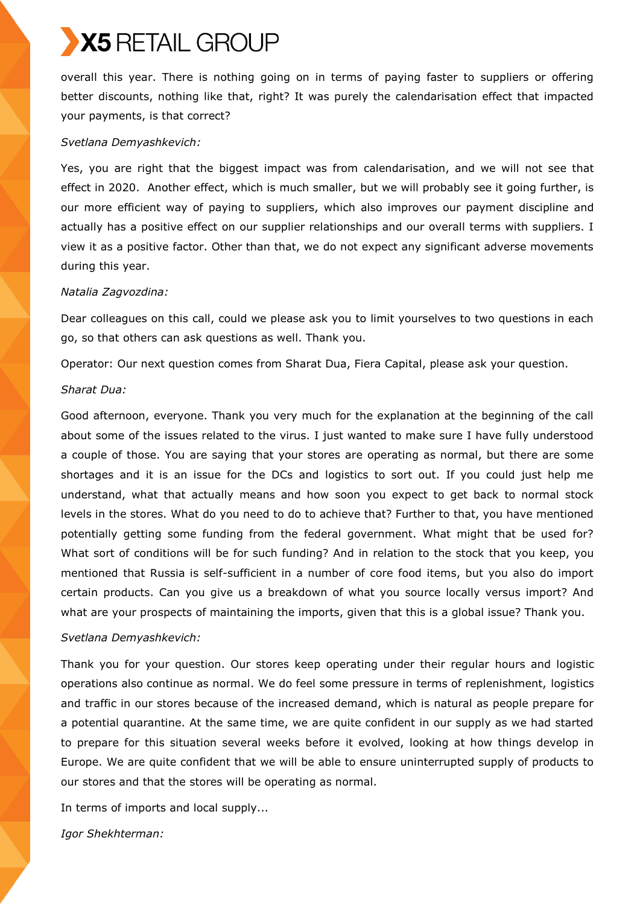overall this year. There is nothing going on in terms of paying faster to suppliers or offering better discounts, nothing like that, right? It was purely the calendarisation effect that impacted your payments, is that correct?

*Svetlana Demyashkevich:*

Yes, you are right that the biggest impact was from calendarisation, and we will not see that effect in 2020. Another effect, which is much smaller, but we will probably see it going further, is our more efficient way of paying to suppliers, which also improves our payment discipline and actually has a positive effect on our supplier relationships and our overall terms with suppliers. I view it as a positive factor. Other than that, we do not expect any significant adverse movements during this year.

*Natalia Zagvozdina:*

Dear colleagues on this call, could we please ask you to limit yourselves to two questions in each go, so that others can ask questions as well. Thank you.

Operator: Our next question comes from Sharat Dua, Fiera Capital, please ask your question.

*Sharat Dua:*

Good afternoon, everyone. Thank you very much for the explanation at the beginning of the call about some of the issues related to the virus. I just wanted to make sure I have fully understood a couple of those. You are saying that your stores are operating as normal, but there are some shortages and it is an issue for the DCs and logistics to sort out. If you could just help me understand, what that actually means and how soon you expect to get back to normal stock levels in the stores. What do you need to do to achieve that? Further to that, you have mentioned potentially getting some funding from the federal government. What might that be used for? What sort of conditions will be for such funding? And in relation to the stock that you keep, you mentioned that Russia is self-sufficient in a number of core food items, but you also do import certain products. Can you give us a breakdown of what you source locally versus import? And what are your prospects of maintaining the imports, given that this is a global issue? Thank you.

*Svetlana Demyashkevich:*

Thank you for your question. Our stores keep operating under their regular hours and logistic operations also continue as normal. We do feel some pressure in terms of replenishment, logistics and traffic in our stores because of the increased demand, which is natural as people prepare for a potential quarantine. At the same time, we are quite confident in our supply as we had started to prepare for this situation several weeks before it evolved, looking at how things develop in Europe. We are quite confident that we will be able to ensure uninterrupted supply of products to our stores and that the stores will be operating as normal.

In terms of imports and local supply...

*Igor Shekhterman:*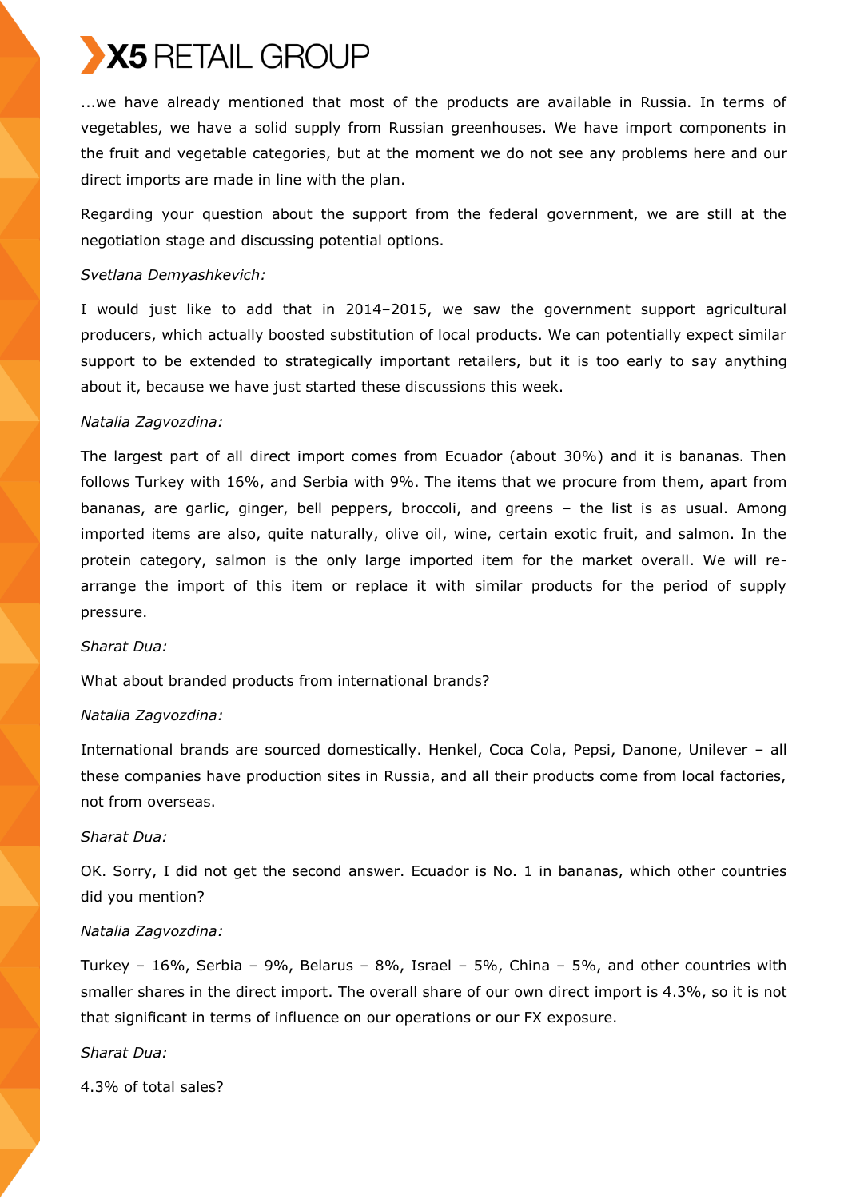...we have already mentioned that most of the products are available in Russia. In terms of vegetables, we have a solid supply from Russian greenhouses. We have import components in the fruit and vegetable categories, but at the moment we do not see any problems here and our direct imports are made in line with the plan.

Regarding your question about the support from the federal government, we are still at the negotiation stage and discussing potential options.

*Svetlana Demyashkevich:*

I would just like to add that in 2014–2015, we saw the government support agricultural producers, which actually boosted substitution of local products. We can potentially expect similar support to be extended to strategically important retailers, but it is too early to say anything about it, because we have just started these discussions this week.

*Natalia Zagvozdina:*

The largest part of all direct import comes from Ecuador (about 30%) and it is bananas. Then follows Turkey with 16%, and Serbia with 9%. The items that we procure from them, apart from bananas, are garlic, ginger, bell peppers, broccoli, and greens – the list is as usual. Among imported items are also, quite naturally, olive oil, wine, certain exotic fruit, and salmon. In the protein category, salmon is the only large imported item for the market overall. We will re-arrange the import of this item or replace it with similar products for the period of supply pressure.

*Sharat Dua:*

What about branded products from international brands?

*Natalia Zagvozdina:*

International brands are sourced domestically. Henkel, Coca Cola, Pepsi, Danone, Unilever – all these companies have production sites in Russia, and all their products come from local factories, not from overseas.

*Sharat Dua:*

OK. Sorry, I did not get the second answer. Ecuador is No. 1 in bananas, which other countries did you mention?

*Natalia Zagvozdina:*

Turkey – 16%, Serbia – 9%, Belarus – 8%, Israel – 5%, China – 5%, and other countries with smaller shares in the direct import. The overall share of our own direct import is 4.3%, so it is not that significant in terms of influence on our operations or our FX exposure.

*Sharat Dua:*

4.3% of total sales?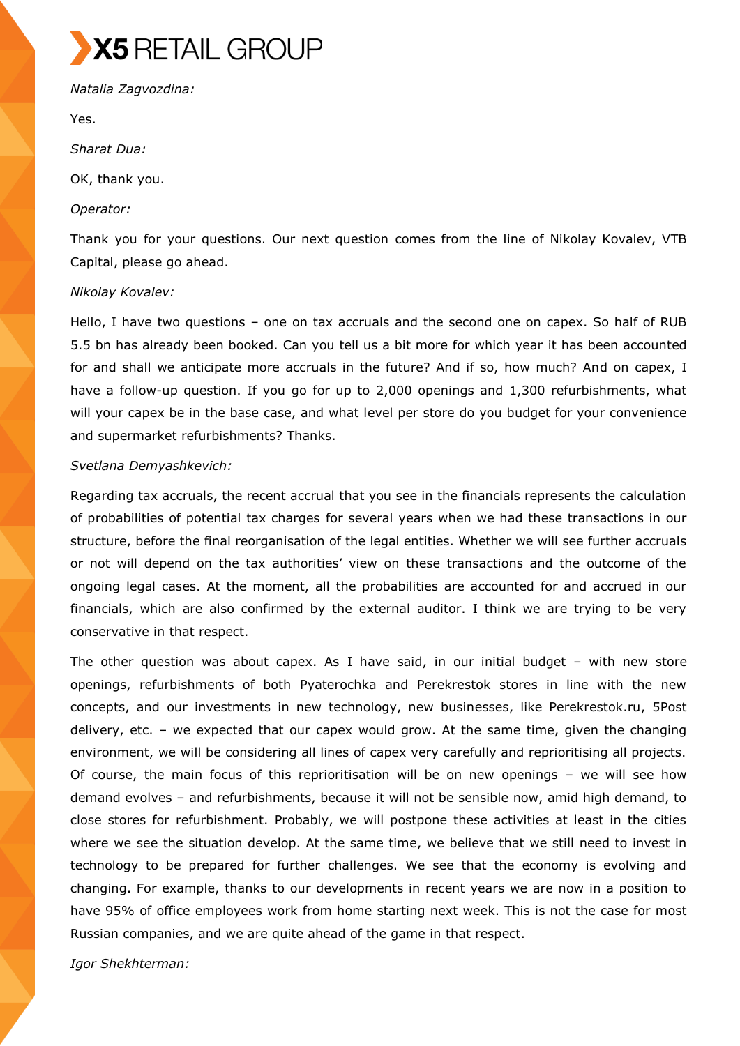*Natalia Zagvozdina:*

Yes.

*Sharat Dua:*

OK, thank you.

*Operator:*

Thank you for your questions. Our next question comes from the line of Nikolay Kovalev, VTB Capital, please go ahead.

*Nikolay Kovalev:*

Hello, I have two questions – one on tax accruals and the second one on capex. So half of RUB 5.5 bn has already been booked. Can you tell us a bit more for which year it has been accounted for and shall we anticipate more accruals in the future? And if so, how much? And on capex, I have a follow-up question. If you go for up to 2,000 openings and 1,300 refurbishments, what will your capex be in the base case, and what level per store do you budget for your convenience and supermarket refurbishments? Thanks.

*Svetlana Demyashkevich:*

Regarding tax accruals, the recent accrual that you see in the financials represents the calculation of probabilities of potential tax charges for several years when we had these transactions in our structure, before the final reorganisation of the legal entities. Whether we will see further accruals or not will depend on the tax authorities' view on these transactions and the outcome of the ongoing legal cases. At the moment, all the probabilities are accounted for and accrued in our financials, which are also confirmed by the external auditor. I think we are trying to be very conservative in that respect.

The other question was about capex. As I have said, in our initial budget – with new store openings, refurbishments of both Pyaterochka and Perekrestok stores in line with the new concepts, and our investments in new technology, new businesses, like Perekrestok.ru, 5Post delivery, etc. – we expected that our capex would grow. At the same time, given the changing environment, we will be considering all lines of capex very carefully and reprioritising all projects. Of course, the main focus of this reprioritisation will be on new openings – we will see how demand evolves – and refurbishments, because it will not be sensible now, amid high demand, to close stores for refurbishment. Probably, we will postpone these activities at least in the cities where we see the situation develop. At the same time, we believe that we still need to invest in technology to be prepared for further challenges. We see that the economy is evolving and changing. For example, thanks to our developments in recent years we are now in a position to have 95% of office employees work from home starting next week. This is not the case for most Russian companies, and we are quite ahead of the game in that respect.

*Igor Shekhterman:*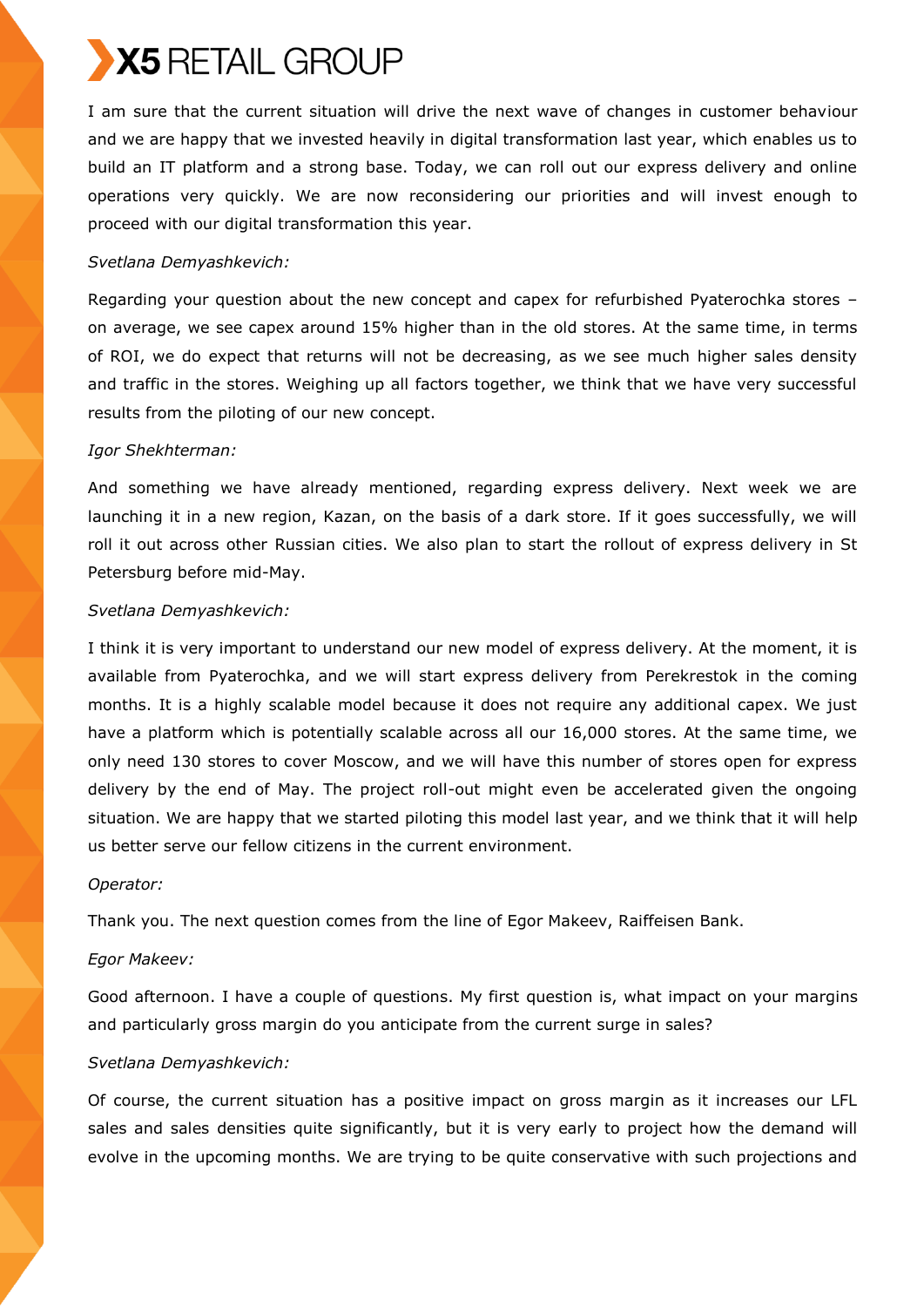I am sure that the current situation will drive the next wave of changes in customer behaviour and we are happy that we invested heavily in digital transformation last year, which enables us to build an IT platform and a strong base. Today, we can roll out our express delivery and online operations very quickly. We are now reconsidering our priorities and will invest enough to proceed with our digital transformation this year.

*Svetlana Demyashkevich:*

Regarding your question about the new concept and capex for refurbished Pyaterochka stores – on average, we see capex around 15% higher than in the old stores. At the same time, in terms of ROI, we do expect that returns will not be decreasing, as we see much higher sales density and traffic in the stores. Weighing up all factors together, we think that we have very successful results from the piloting of our new concept.

*Igor Shekhterman:*

And something we have already mentioned, regarding express delivery. Next week we are launching it in a new region, Kazan, on the basis of a dark store. If it goes successfully, we will roll it out across other Russian cities. We also plan to start the rollout of express delivery in St Petersburg before mid-May.

*Svetlana Demyashkevich:*

I think it is very important to understand our new model of express delivery. At the moment, it is available from Pyaterochka, and we will start express delivery from Perekrestok in the coming months. It is a highly scalable model because it does not require any additional capex. We just have a platform which is potentially scalable across all our 16,000 stores. At the same time, we only need 130 stores to cover Moscow, and we will have this number of stores open for express delivery by the end of May. The project roll-out might even be accelerated given the ongoing situation. We are happy that we started piloting this model last year, and we think that it will help us better serve our fellow citizens in the current environment.

*Operator:*

Thank you. The next question comes from the line of Egor Makeev, Raiffeisen Bank.

*Egor Makeev:*

Good afternoon. I have a couple of questions. My first question is, what impact on your margins and particularly gross margin do you anticipate from the current surge in sales?

*Svetlana Demyashkevich:*

Of course, the current situation has a positive impact on gross margin as it increases our LFL sales and sales densities quite significantly, but it is very early to project how the demand will evolve in the upcoming months. We are trying to be quite conservative with such projections and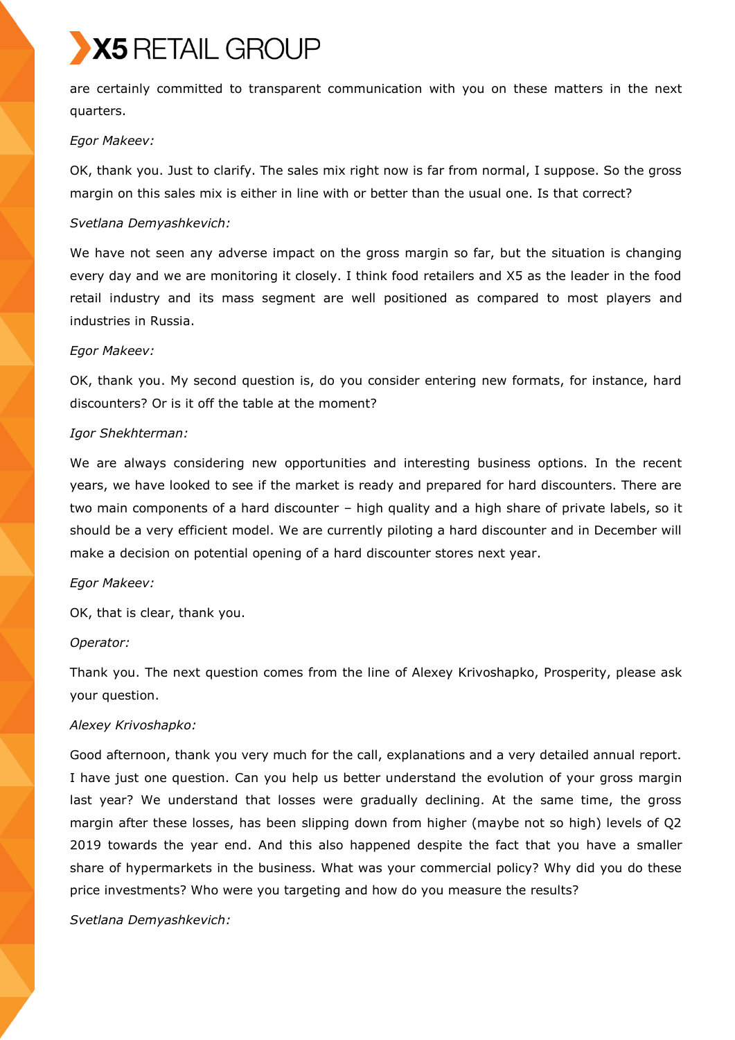are certainly committed to transparent communication with you on these matters in the next quarters.

*Egor Makeev:*

OK, thank you. Just to clarify. The sales mix right now is far from normal, I suppose. So the gross margin on this sales mix is either in line with or better than the usual one. Is that correct?

*Svetlana Demyashkevich:*

We have not seen any adverse impact on the gross margin so far, but the situation is changing every day and we are monitoring it closely. I think food retailers and X5 as the leader in the food retail industry and its mass segment are well positioned as compared to most players and industries in Russia.

*Egor Makeev:*

OK, thank you. My second question is, do you consider entering new formats, for instance, hard discounters? Or is it off the table at the moment?

*Igor Shekhterman:*

We are always considering new opportunities and interesting business options. In the recent years, we have looked to see if the market is ready and prepared for hard discounters. There are two main components of a hard discounter – high quality and a high share of private labels, so it should be a very efficient model. We are currently piloting a hard discounter and in December will make a decision on potential opening of a hard discounter stores next year.

*Egor Makeev:*

OK, that is clear, thank you.

*Operator:*

Thank you. The next question comes from the line of Alexey Krivoshapko, Prosperity, please ask your question.

*Alexey Krivoshapko:*

Good afternoon, thank you very much for the call, explanations and a very detailed annual report. I have just one question. Can you help us better understand the evolution of your gross margin last year? We understand that losses were gradually declining. At the same time, the gross margin after these losses, has been slipping down from higher (maybe not so high) levels of Q2 2019 towards the year end. And this also happened despite the fact that you have a smaller share of hypermarkets in the business. What was your commercial policy? Why did you do these price investments? Who were you targeting and how do you measure the results?

*Svetlana Demyashkevich:*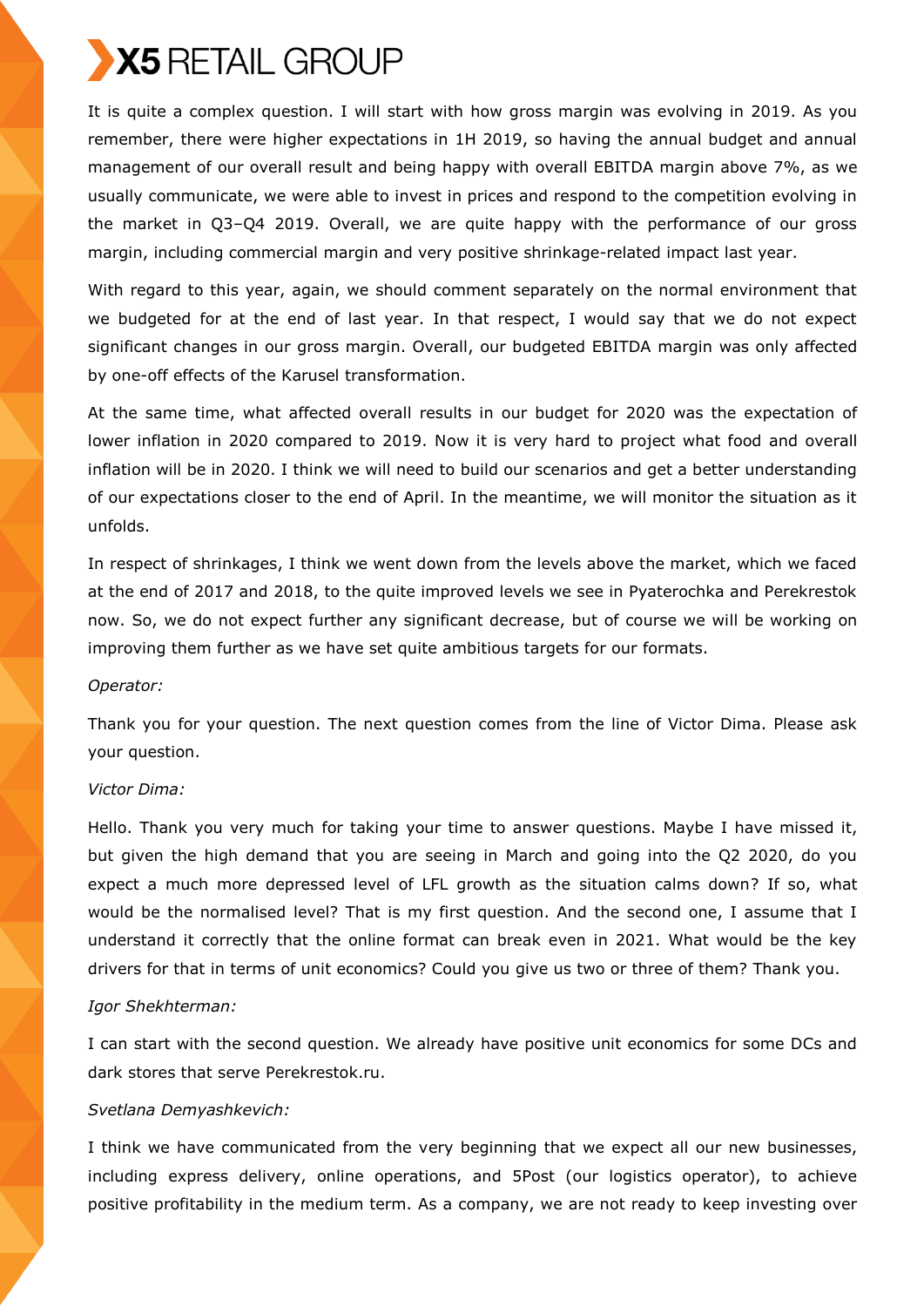It is quite a complex question. I will start with how gross margin was evolving in 2019. As you remember, there were higher expectations in 1H 2019, so having the annual budget and annual management of our overall result and being happy with overall EBITDA margin above 7%, as we usually communicate, we were able to invest in prices and respond to the competition evolving in the market in Q3–Q4 2019. Overall, we are quite happy with the performance of our gross margin, including commercial margin and very positive shrinkage-related impact last year.

With regard to this year, again, we should comment separately on the normal environment that we budgeted for at the end of last year. In that respect, I would say that we do not expect significant changes in our gross margin. Overall, our budgeted EBITDA margin was only affected by one-off effects of the Karusel transformation.

At the same time, what affected overall results in our budget for 2020 was the expectation of lower inflation in 2020 compared to 2019. Now it is very hard to project what food and overall inflation will be in 2020. I think we will need to build our scenarios and get a better understanding of our expectations closer to the end of April. In the meantime, we will monitor the situation as it unfolds.

In respect of shrinkages, I think we went down from the levels above the market, which we faced at the end of 2017 and 2018, to the quite improved levels we see in Pyaterochka and Perekrestok now. So, we do not expect further any significant decrease, but of course we will be working on improving them further as we have set quite ambitious targets for our formats.

*Operator:*

Thank you for your question. The next question comes from the line of Victor Dima. Please ask your question.

*Victor Dima:*

Hello. Thank you very much for taking your time to answer questions. Maybe I have missed it, but given the high demand that you are seeing in March and going into the Q2 2020, do you expect a much more depressed level of LFL growth as the situation calms down? If so, what would be the normalised level? That is my first question. And the second one, I assume that I understand it correctly that the online format can break even in 2021. What would be the key drivers for that in terms of unit economics? Could you give us two or three of them? Thank you.

*Igor Shekhterman:*

I can start with the second question. We already have positive unit economics for some DCs and dark stores that serve Perekrestok.ru.

*Svetlana Demyashkevich:*

I think we have communicated from the very beginning that we expect all our new businesses, including express delivery, online operations, and 5Post (our logistics operator), to achieve positive profitability in the medium term. As a company, we are not ready to keep investing over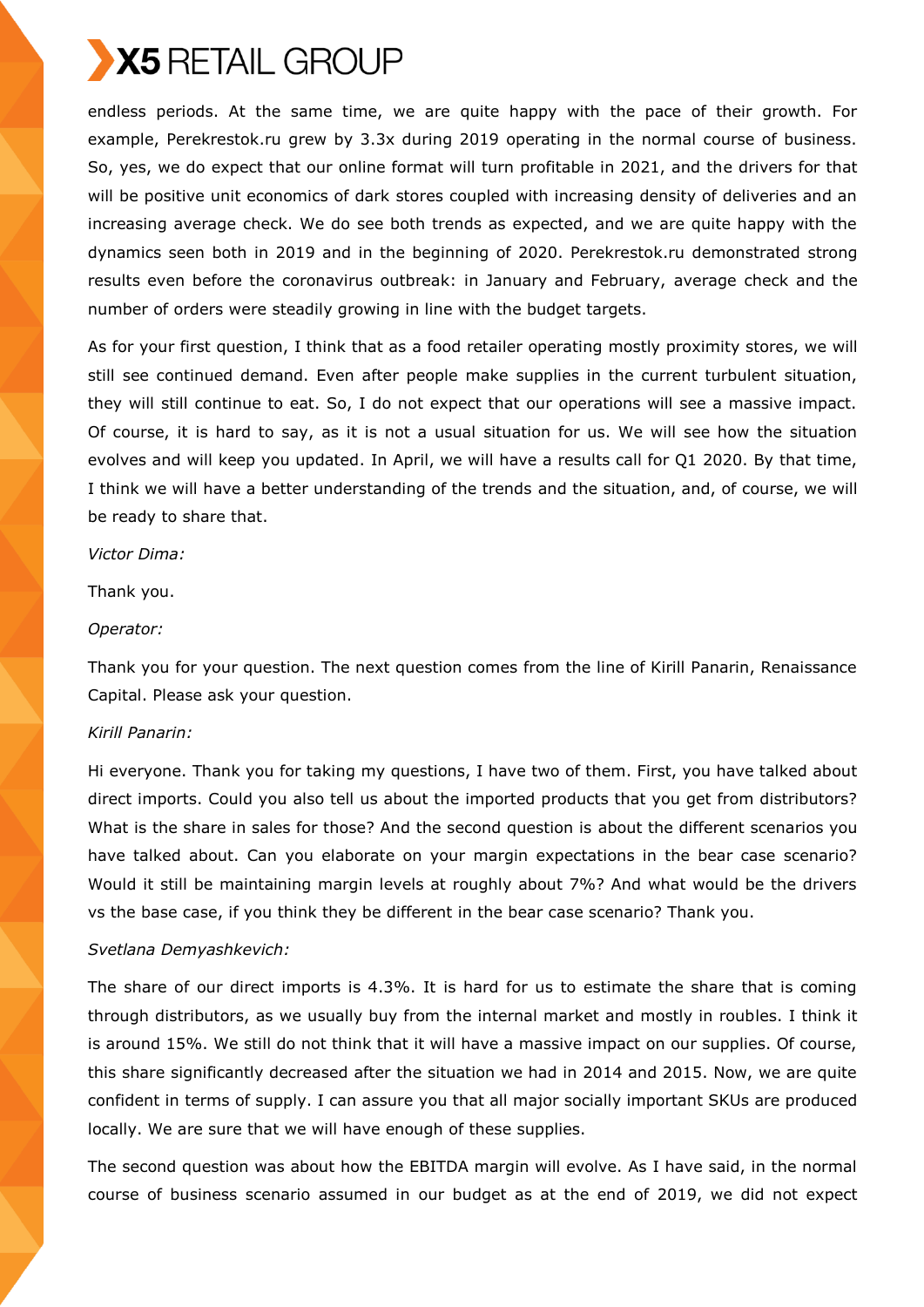endless periods. At the same time, we are quite happy with the pace of their growth. For example, Perekrestok.ru grew by 3.3x during 2019 operating in the normal course of business. So, yes, we do expect that our online format will turn profitable in 2021, and the drivers for that will be positive unit economics of dark stores coupled with increasing density of deliveries and an increasing average check. We do see both trends as expected, and we are quite happy with the dynamics seen both in 2019 and in the beginning of 2020. Perekrestok.ru demonstrated strong results even before the coronavirus outbreak: in January and February, average check and the number of orders were steadily growing in line with the budget targets.

As for your first question, I think that as a food retailer operating mostly proximity stores, we will still see continued demand. Even after people make supplies in the current turbulent situation, they will still continue to eat. So, I do not expect that our operations will see a massive impact. Of course, it is hard to say, as it is not a usual situation for us. We will see how the situation evolves and will keep you updated. In April, we will have a results call for Q1 2020. By that time, I think we will have a better understanding of the trends and the situation, and, of course, we will be ready to share that.

*Victor Dima:*

Thank you.

*Operator:*

Thank you for your question. The next question comes from the line of Kirill Panarin, Renaissance Capital. Please ask your question.

*Kirill Panarin:*

Hi everyone. Thank you for taking my questions, I have two of them. First, you have talked about direct imports. Could you also tell us about the imported products that you get from distributors? What is the share in sales for those? And the second question is about the different scenarios you have talked about. Can you elaborate on your margin expectations in the bear case scenario? Would it still be maintaining margin levels at roughly about 7%? And what would be the drivers vs the base case, if you think they be different in the bear case scenario? Thank you.

*Svetlana Demyashkevich:*

The share of our direct imports is 4.3%. It is hard for us to estimate the share that is coming through distributors, as we usually buy from the internal market and mostly in roubles. I think it is around 15%. We still do not think that it will have a massive impact on our supplies. Of course, this share significantly decreased after the situation we had in 2014 and 2015. Now, we are quite confident in terms of supply. I can assure you that all major socially important SKUs are produced locally. We are sure that we will have enough of these supplies.

The second question was about how the EBITDA margin will evolve. As I have said, in the normal course of business scenario assumed in our budget as at the end of 2019, we did not expect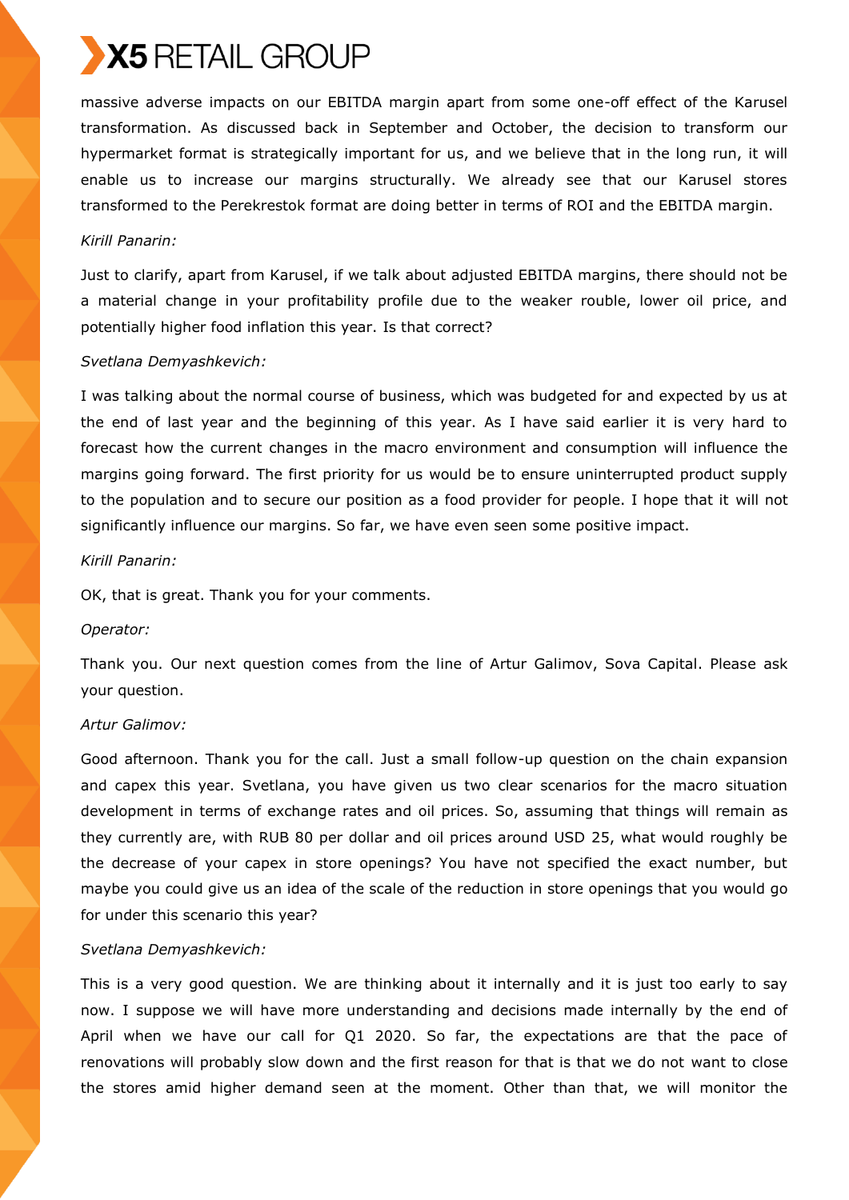massive adverse impacts on our EBITDA margin apart from some one-off effect of the Karusel transformation. As discussed back in September and October, the decision to transform our hypermarket format is strategically important for us, and we believe that in the long run, it will enable us to increase our margins structurally. We already see that our Karusel stores transformed to the Perekrestok format are doing better in terms of ROI and the EBITDA margin.

*Kirill Panarin:*

Just to clarify, apart from Karusel, if we talk about adjusted EBITDA margins, there should not be a material change in your profitability profile due to the weaker rouble, lower oil price, and potentially higher food inflation this year. Is that correct?

*Svetlana Demyashkevich:*

I was talking about the normal course of business, which was budgeted for and expected by us at the end of last year and the beginning of this year. As I have said earlier it is very hard to forecast how the current changes in the macro environment and consumption will influence the margins going forward. The first priority for us would be to ensure uninterrupted product supply to the population and to secure our position as a food provider for people. I hope that it will not significantly influence our margins. So far, we have even seen some positive impact.

*Kirill Panarin:*

OK, that is great. Thank you for your comments.

*Operator:*

Thank you. Our next question comes from the line of Artur Galimov, Sova Capital. Please ask your question.

*Artur Galimov:*

Good afternoon. Thank you for the call. Just a small follow-up question on the chain expansion and capex this year. Svetlana, you have given us two clear scenarios for the macro situation development in terms of exchange rates and oil prices. So, assuming that things will remain as they currently are, with RUB 80 per dollar and oil prices around USD 25, what would roughly be the decrease of your capex in store openings? You have not specified the exact number, but maybe you could give us an idea of the scale of the reduction in store openings that you would go for under this scenario this year?

*Svetlana Demyashkevich:*

This is a very good question. We are thinking about it internally and it is just too early to say now. I suppose we will have more understanding and decisions made internally by the end of April when we have our call for Q1 2020. So far, the expectations are that the pace of renovations will probably slow down and the first reason for that is that we do not want to close the stores amid higher demand seen at the moment. Other than that, we will monitor the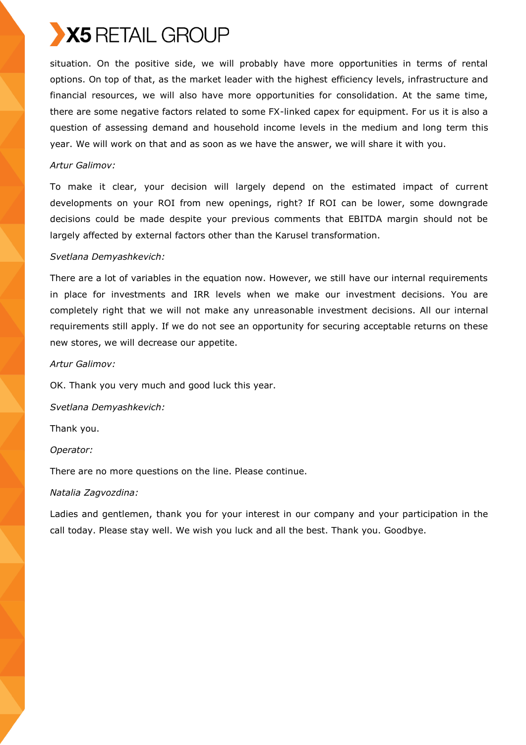situation. On the positive side, we will probably have more opportunities in terms of rental options. On top of that, as the market leader with the highest efficiency levels, infrastructure and financial resources, we will also have more opportunities for consolidation. At the same time, there are some negative factors related to some FX-linked capex for equipment. For us it is also a question of assessing demand and household income levels in the medium and long term this year. We will work on that and as soon as we have the answer, we will share it with you.

*Artur Galimov:*

To make it clear, your decision will largely depend on the estimated impact of current developments on your ROI from new openings, right? If ROI can be lower, some downgrade decisions could be made despite your previous comments that EBITDA margin should not be largely affected by external factors other than the Karusel transformation.

*Svetlana Demyashkevich:*

There are a lot of variables in the equation now. However, we still have our internal requirements in place for investments and IRR levels when we make our investment decisions. You are completely right that we will not make any unreasonable investment decisions. All our internal requirements still apply. If we do not see an opportunity for securing acceptable returns on these new stores, we will decrease our appetite.

*Artur Galimov:*

OK. Thank you very much and good luck this year.

*Svetlana Demyashkevich:*

Thank you.

*Operator:*

There are no more questions on the line. Please continue.

*Natalia Zagvozdina:*

Ladies and gentlemen, thank you for your interest in our company and your participation in the call today. Please stay well. We wish you luck and all the best. Thank you. Goodbye.